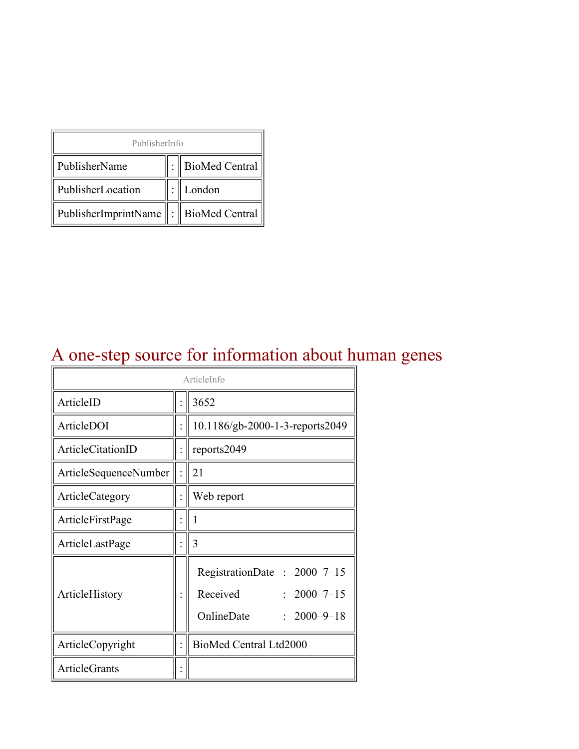| PublisherInfo | | |
|---|---|---|
| PublisherName | : | BioMed Central |
| PublisherLocation | : | London |
| PublisherImprintName | : | BioMed Central |

# A one-step source for information about human genes

| ArticleInfo | | |
|---|---|---|
| ArticleID | : | 3652 |
| ArticleDOI | : | 10.1186/gb-2000-1-3-reports2049 |
| ArticleCitationID | : | reports2049 |
| ArticleSequenceNumber | : | 21 |
| ArticleCategory | : | Web report |
| ArticleFirstPage | : | 1 |
| ArticleLastPage | : | 3 |
| ArticleHistory | : | RegistrationDate : 2000–7–15<br>Received : 2000–7–15<br>OnlineDate : 2000–9–18 |
| ArticleCopyright | : | BioMed Central Ltd2000 |
| ArticleGrants | : | |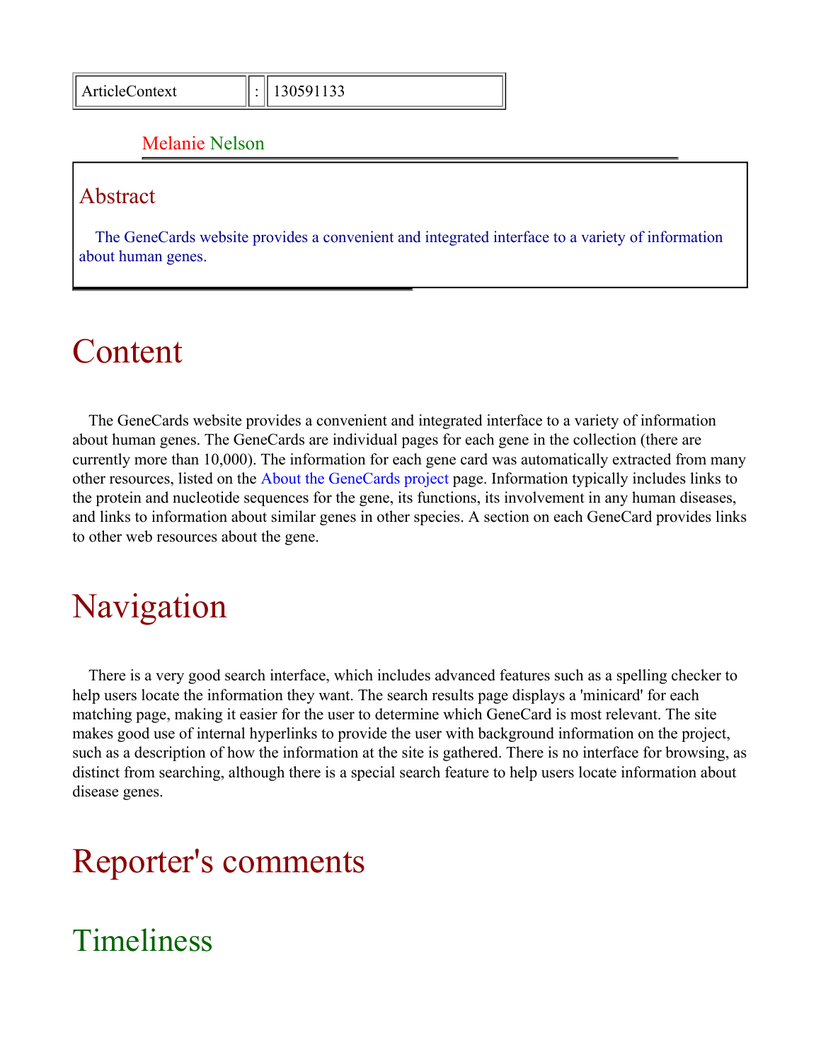| ArticleContext | : | 130591133 |
|---|---|---|

Melanie Nelson

## Abstract

The GeneCards website provides a convenient and integrated interface to a variety of information about human genes.

# Content

The GeneCards website provides a convenient and integrated interface to a variety of information about human genes. The GeneCards are individual pages for each gene in the collection (there are currently more than 10,000). The information for each gene card was automatically extracted from many other resources, listed on the About the GeneCards project page. Information typically includes links to the protein and nucleotide sequences for the gene, its functions, its involvement in any human diseases, and links to information about similar genes in other species. A section on each GeneCard provides links to other web resources about the gene.

# Navigation

There is a very good search interface, which includes advanced features such as a spelling checker to help users locate the information they want. The search results page displays a 'minicard' for each matching page, making it easier for the user to determine which GeneCard is most relevant. The site makes good use of internal hyperlinks to provide the user with background information on the project, such as a description of how the information at the site is gathered. There is no interface for browsing, as distinct from searching, although there is a special search feature to help users locate information about disease genes.

# Reporter's comments

# Timeliness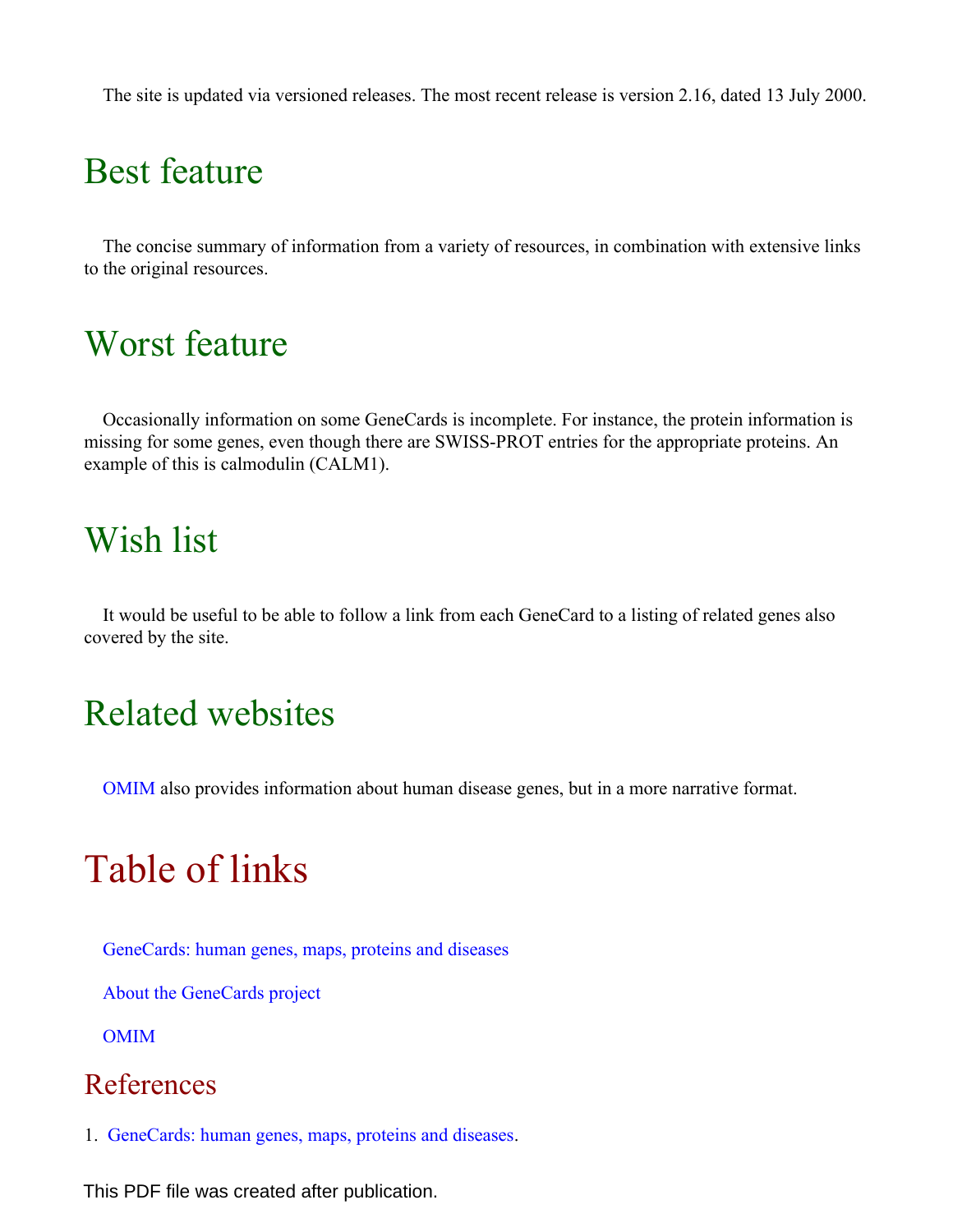The site is updated via versioned releases. The most recent release is version 2.16, dated 13 July 2000.

## Best feature

The concise summary of information from a variety of resources, in combination with extensive links to the original resources.

## Worst feature

Occasionally information on some GeneCards is incomplete. For instance, the protein information is missing for some genes, even though there are SWISS-PROT entries for the appropriate proteins. An example of this is calmodulin (CALM1).

## Wish list

It would be useful to be able to follow a link from each GeneCard to a listing of related genes also covered by the site.

## Related websites

OMIM also provides information about human disease genes, but in a more narrative format.

# Table of links

GeneCards: human genes, maps, proteins and diseases

About the GeneCards project

OMIM

## References

1. GeneCards: human genes, maps, proteins and diseases.

This PDF file was created after publication.